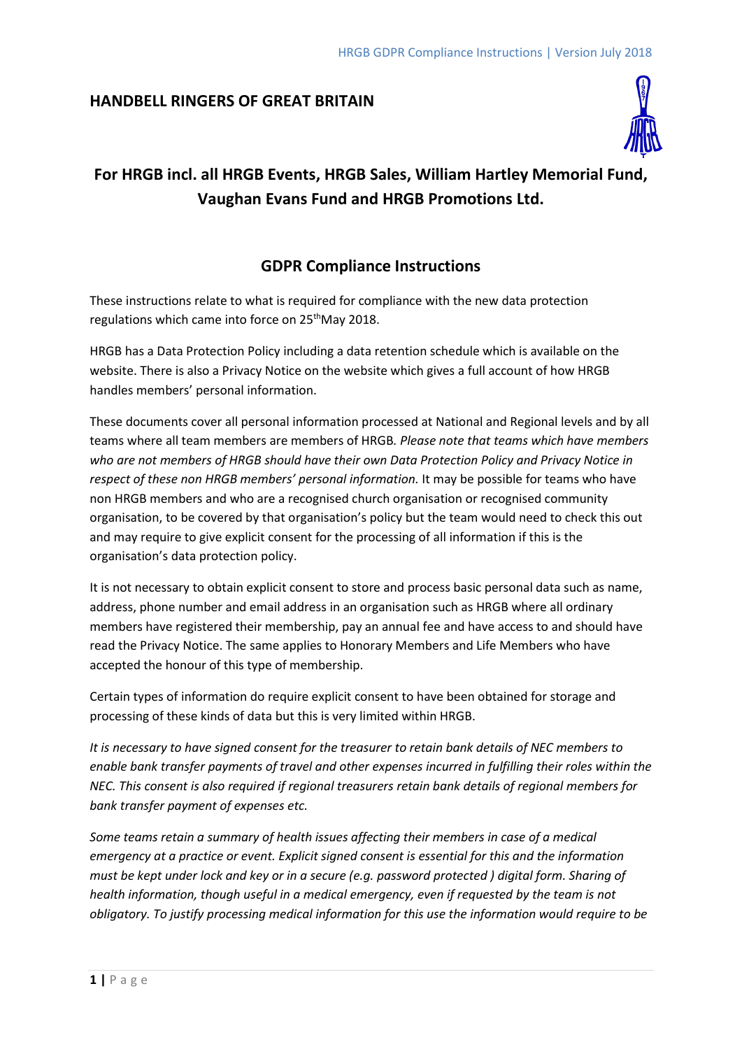# HANDBELL RINGERS OF GREAT BRITAIN

## For HRGB incl. all HRGB Events, HRGB Sales, William Hartley Memorial Fund, Vaughan Evans Fund and HRGB Promotions Ltd.

## GDPR Compliance Instructions

These instructions relate to what is required for compliance with the new data protection regulations which came into force on 25th May 2018.

HRGB has a Data Protection Policy including a data retention schedule which is available on the website. There is also a Privacy Notice on the website which gives a full account of how HRGB handles members' personal information.

These documents cover all personal information processed at National and Regional levels and by all teams where all team members are members of HRGB. *Please note that teams which have members who are not members of HRGB should have their own Data Protection Policy and Privacy Notice in respect of these non HRGB members' personal information.* It may be possible for teams who have non HRGB members and who are a recognised church organisation or recognised community organisation, to be covered by that organisation's policy but the team would need to check this out and may require to give explicit consent for the processing of all information if this is the organisation's data protection policy.

It is not necessary to obtain explicit consent to store and process basic personal data such as name, address, phone number and email address in an organisation such as HRGB where all ordinary members have registered their membership, pay an annual fee and have access to and should have read the Privacy Notice. The same applies to Honorary Members and Life Members who have accepted the honour of this type of membership.

Certain types of information do require explicit consent to have been obtained for storage and processing of these kinds of data but this is very limited within HRGB.

*It is necessary to have signed consent for the treasurer to retain bank details of NEC members to enable bank transfer payments of travel and other expenses incurred in fulfilling their roles within the NEC. This consent is also required if regional treasurers retain bank details of regional members for bank transfer payment of expenses etc.*

*Some teams retain a summary of health issues affecting their members in case of a medical emergency at a practice or event. Explicit signed consent is essential for this and the information must be kept under lock and key or in a secure (e.g. password protected ) digital form. Sharing of health information, though useful in a medical emergency, even if requested by the team is not obligatory. To justify processing medical information for this use the information would require to be*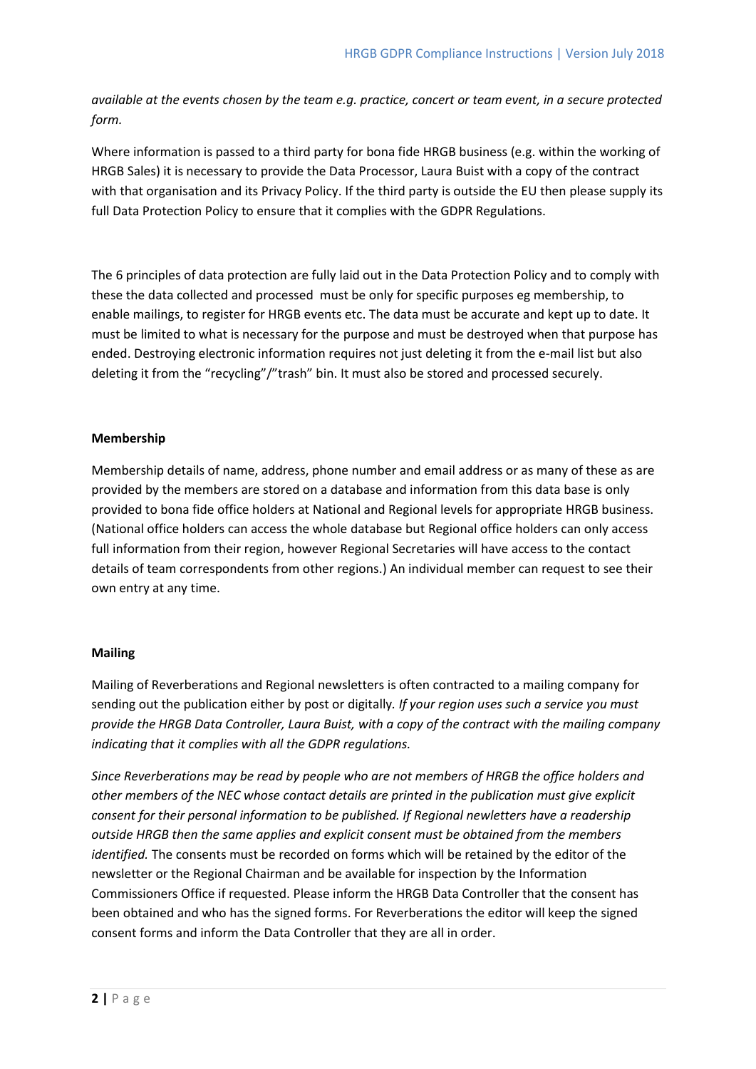*available at the events chosen by the team e.g. practice, concert or team event, in a secure protected form.*

Where information is passed to a third party for bona fide HRGB business (e.g. within the working of HRGB Sales) it is necessary to provide the Data Processor, Laura Buist with a copy of the contract with that organisation and its Privacy Policy. If the third party is outside the EU then please supply its full Data Protection Policy to ensure that it complies with the GDPR Regulations.

The 6 principles of data protection are fully laid out in the Data Protection Policy and to comply with these the data collected and processed must be only for specific purposes eg membership, to enable mailings, to register for HRGB events etc. The data must be accurate and kept up to date. It must be limited to what is necessary for the purpose and must be destroyed when that purpose has ended. Destroying electronic information requires not just deleting it from the e-mail list but also deleting it from the "recycling"/"trash" bin. It must also be stored and processed securely.

**Membership**

Membership details of name, address, phone number and email address or as many of these as are provided by the members are stored on a database and information from this data base is only provided to bona fide office holders at National and Regional levels for appropriate HRGB business. (National office holders can access the whole database but Regional office holders can only access full information from their region, however Regional Secretaries will have access to the contact details of team correspondents from other regions.) An individual member can request to see their own entry at any time.

**Mailing**

Mailing of Reverberations and Regional newsletters is often contracted to a mailing company for sending out the publication either by post or digitally. *If your region uses such a service you must provide the HRGB Data Controller, Laura Buist, with a copy of the contract with the mailing company indicating that it complies with all the GDPR regulations.*

*Since Reverberations may be read by people who are not members of HRGB the office holders and other members of the NEC whose contact details are printed in the publication must give explicit consent for their personal information to be published. If Regional newletters have a readership outside HRGB then the same applies and explicit consent must be obtained from the members identified.* The consents must be recorded on forms which will be retained by the editor of the newsletter or the Regional Chairman and be available for inspection by the Information Commissioners Office if requested. Please inform the HRGB Data Controller that the consent has been obtained and who has the signed forms. For Reverberations the editor will keep the signed consent forms and inform the Data Controller that they are all in order.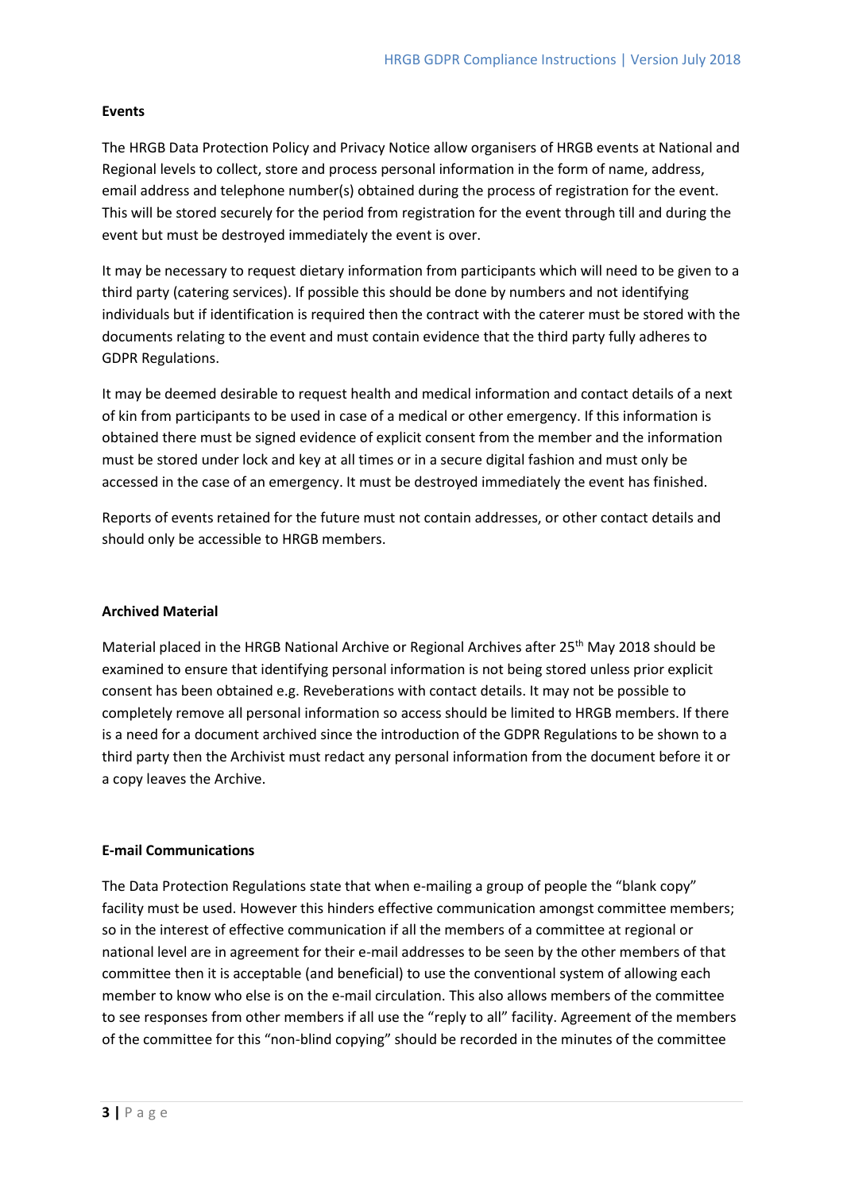**Events**

The HRGB Data Protection Policy and Privacy Notice allow organisers of HRGB events at National and Regional levels to collect, store and process personal information in the form of name, address, email address and telephone number(s) obtained during the process of registration for the event. This will be stored securely for the period from registration for the event through till and during the event but must be destroyed immediately the event is over.

It may be necessary to request dietary information from participants which will need to be given to a third party (catering services). If possible this should be done by numbers and not identifying individuals but if identification is required then the contract with the caterer must be stored with the documents relating to the event and must contain evidence that the third party fully adheres to GDPR Regulations.

It may be deemed desirable to request health and medical information and contact details of a next of kin from participants to be used in case of a medical or other emergency. If this information is obtained there must be signed evidence of explicit consent from the member and the information must be stored under lock and key at all times or in a secure digital fashion and must only be accessed in the case of an emergency. It must be destroyed immediately the event has finished.

Reports of events retained for the future must not contain addresses, or other contact details and should only be accessible to HRGB members.

**Archived Material**

Material placed in the HRGB National Archive or Regional Archives after 25th May 2018 should be examined to ensure that identifying personal information is not being stored unless prior explicit consent has been obtained e.g. Reveberations with contact details. It may not be possible to completely remove all personal information so access should be limited to HRGB members. If there is a need for a document archived since the introduction of the GDPR Regulations to be shown to a third party then the Archivist must redact any personal information from the document before it or a copy leaves the Archive.

**E-mail Communications**

The Data Protection Regulations state that when e-mailing a group of people the "blank copy" facility must be used. However this hinders effective communication amongst committee members; so in the interest of effective communication if all the members of a committee at regional or national level are in agreement for their e-mail addresses to be seen by the other members of that committee then it is acceptable (and beneficial) to use the conventional system of allowing each member to know who else is on the e-mail circulation. This also allows members of the committee to see responses from other members if all use the "reply to all" facility. Agreement of the members of the committee for this "non-blind copying" should be recorded in the minutes of the committee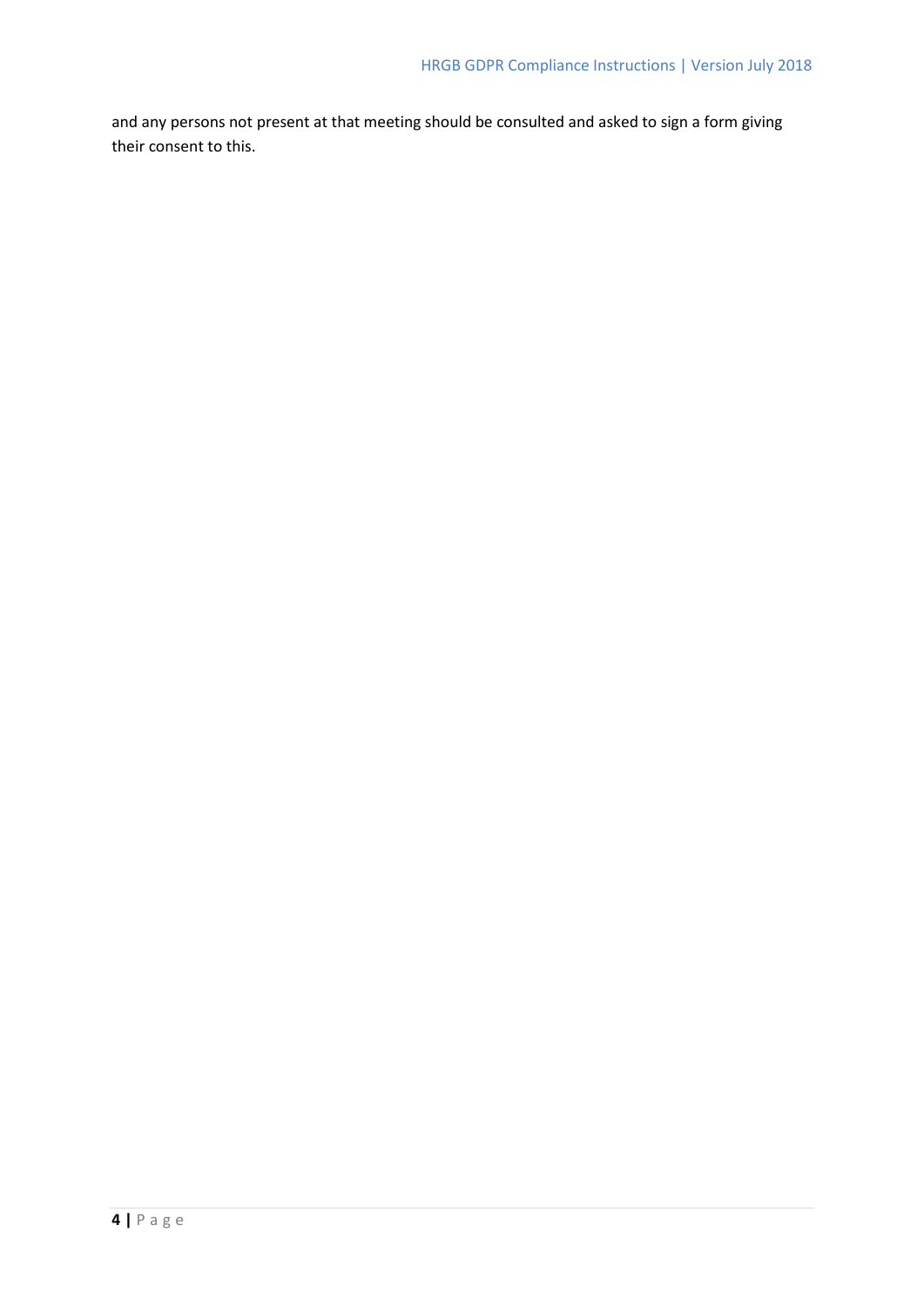and any persons not present at that meeting should be consulted and asked to sign a form giving their consent to this.